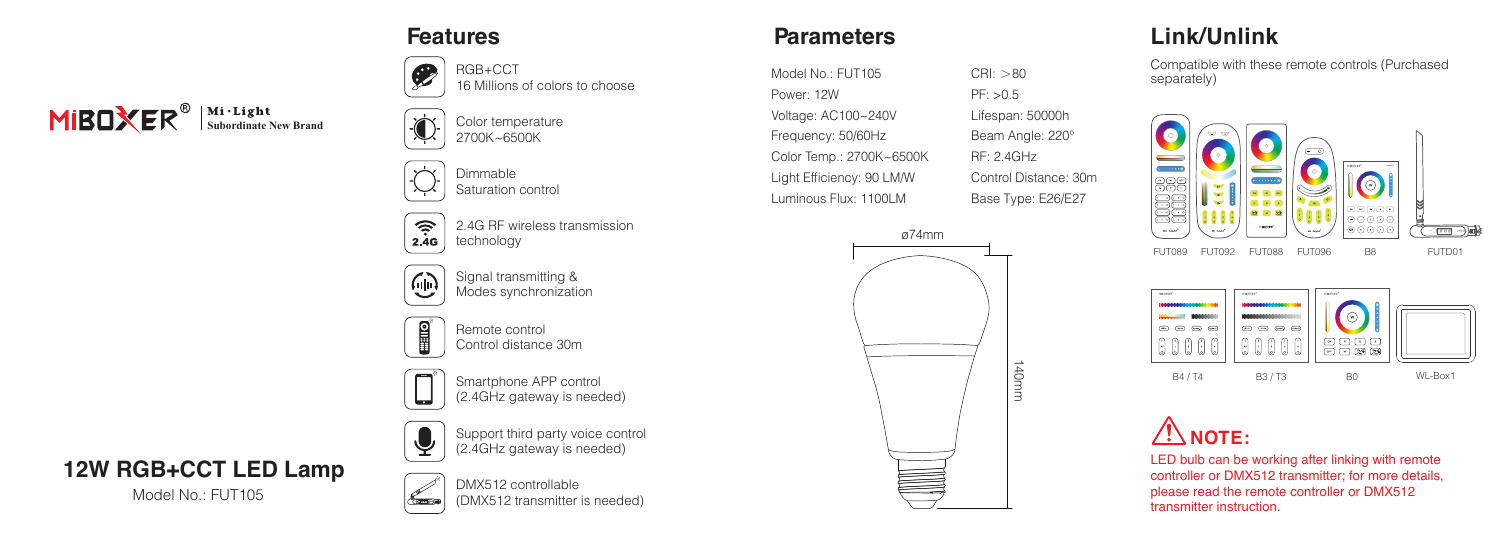MiBOXER® | Mi·Light Subordinate New Brand

# 12W RGB+CCT LED Lamp

Model No.: FUT105

## Features

- RGB+CCT
  16 Millions of colors to choose
- Color temperature
  2700K~6500K
- Dimmable
  Saturation control
- 2.4G RF wireless transmission technology
- Signal transmitting & Modes synchronization
- Remote control
  Control distance 30m
- Smartphone APP control
  (2.4GHz gateway is needed)
- Support third party voice control
  (2.4GHz gateway is needed)
- DMX512 controllable
  (DMX512 transmitter is needed)

## Parameters

| | |
|---|---|
| Model No.: FUT105 | CRI: >80 |
| Power: 12W | PF: >0.5 |
| Voltage: AC100~240V | Lifespan: 50000h |
| Frequency: 50/60Hz | Beam Angle: 220° |
| Color Temp.: 2700K~6500K | RF: 2.4GHz |
| Light Efficiency: 90 LM/W | Control Distance: 30m |
| Luminous Flux: 1100LM | Base Type: E26/E27 |

ø74mm

140mm

## Link/Unlink

Compatible with these remote controls (Purchased separately)

FUT089 FUT092 FUT088 FUT096 B8 FUTD01

B4 / T4 B3 / T3 B0 WL-Box1

**NOTE:**

LED bulb can be working after linking with remote controller or DMX512 transmitter; for more details, please read the remote controller or DMX512 transmitter instruction.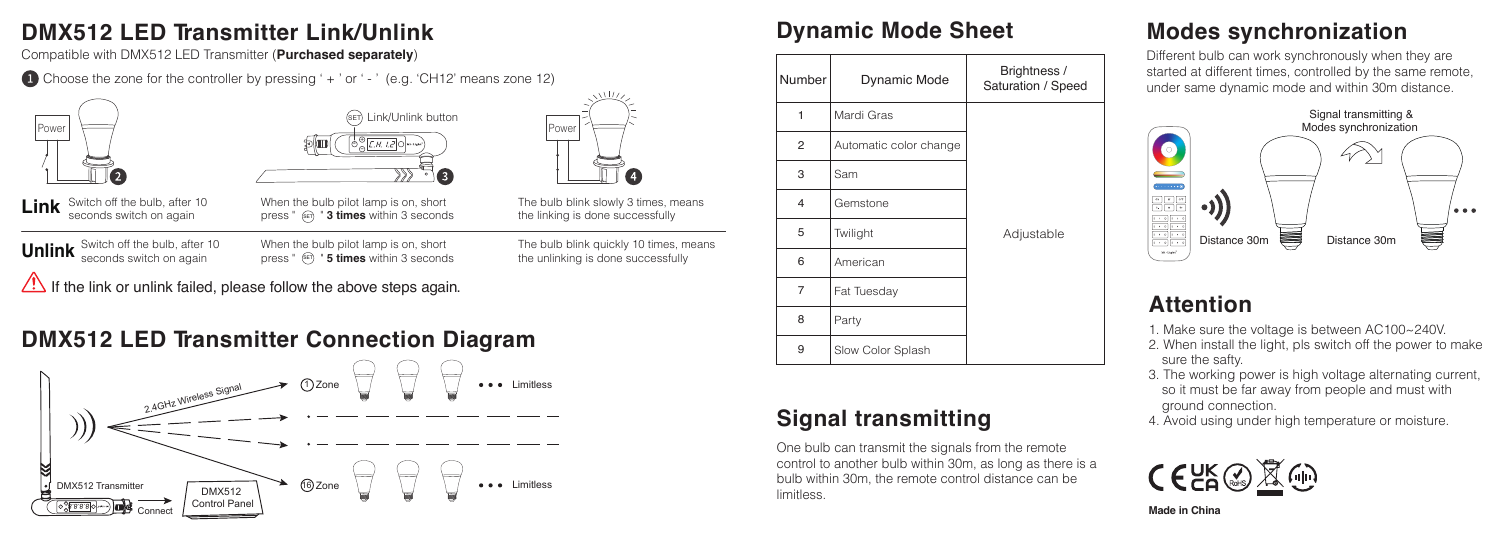## DMX512 LED Transmitter Link/Unlink

Compatible with DMX512 LED Transmitter (**Purchased separately**)

1 Choose the zone for the controller by pressing ' + ' or ' - ' (e.g. 'CH12' means zone 12)

Power

SET Link/Unlink button

Power

2 3 4

**Link** Switch off the bulb, after 10 seconds switch on again

When the bulb pilot lamp is on, short press " SET " **3 times** within 3 seconds

The bulb blink slowly 3 times, means the linking is done successfully

**Unlink** Switch off the bulb, after 10 seconds switch on again

When the bulb pilot lamp is on, short press " SET " **5 times** within 3 seconds

The bulb blink quickly 10 times, means the unlinking is done successfully

⚠ If the link or unlink failed, please follow the above steps again.

## DMX512 LED Transmitter Connection Diagram

2.4GHz Wireless Signal

1 Zone ••• Limitless

16 Zone ••• Limitless

DMX512 Transmitter

DMX512 Control Panel

Connect

## Dynamic Mode Sheet

| Number | Dynamic Mode | Brightness / Saturation / Speed |
|---|---|---|
| 1 | Mardi Gras | Adjustable |
| 2 | Automatic color change | |
| 3 | Sam | |
| 4 | Gemstone | |
| 5 | Twilight | |
| 6 | American | |
| 7 | Fat Tuesday | |
| 8 | Party | |
| 9 | Slow Color Splash | |

## Signal transmitting

One bulb can transmit the signals from the remote control to another bulb within 30m, as long as there is a bulb within 30m, the remote control distance can be limitless.

## Modes synchronization

Different bulb can work synchronously when they are started at different times, controlled by the same remote, under same dynamic mode and within 30m distance.

Signal transmitting & Modes synchronization

Distance 30m

Distance 30m

## Attention

1. Make sure the voltage is between AC100~240V.
2. When install the light, pls switch off the power to make sure the safty.
3. The working power is high voltage alternating current, so it must be far away from people and must with ground connection.
4. Avoid using under high temperature or moisture.

**Made in China**